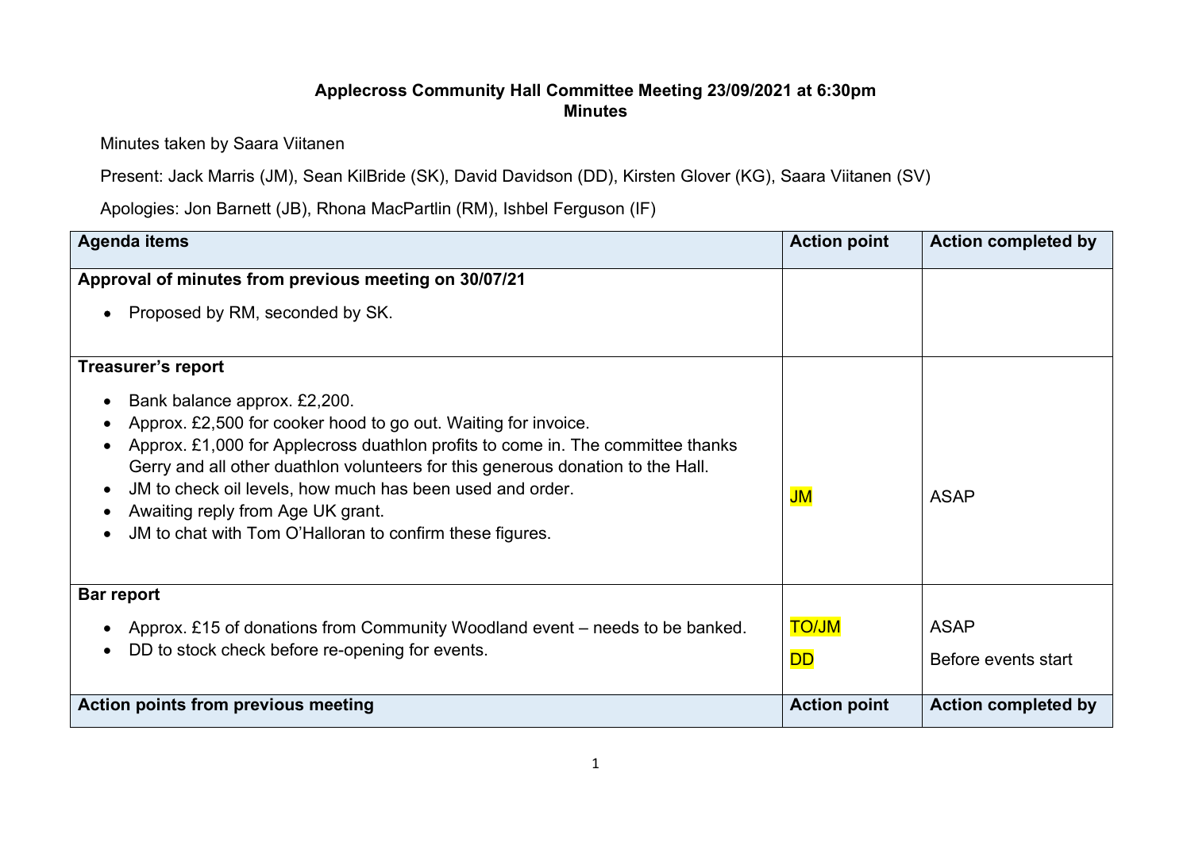**Applecross Community Hall Committee Meeting 23/09/2021 at 6:30pm**
**Minutes**

Minutes taken by Saara Viitanen

Present: Jack Marris (JM), Sean KilBride (SK), David Davidson (DD), Kirsten Glover (KG), Saara Viitanen (SV)

Apologies: Jon Barnett (JB), Rhona MacPartlin (RM), Ishbel Ferguson (IF)

| Agenda items | Action point | Action completed by |
|---|---|---|
| **Approval of minutes from previous meeting on 30/07/21**<br>• Proposed by RM, seconded by SK. | | |
| **Treasurer's report**<br>• Bank balance approx. £2,200.<br>• Approx. £2,500 for cooker hood to go out. Waiting for invoice.<br>• Approx. £1,000 for Applecross duathlon profits to come in. The committee thanks Gerry and all other duathlon volunteers for this generous donation to the Hall.<br>• JM to check oil levels, how much has been used and order.<br>• Awaiting reply from Age UK grant.<br>• JM to chat with Tom O'Halloran to confirm these figures. | JM | ASAP |
| **Bar report**<br>• Approx. £15 of donations from Community Woodland event – needs to be banked.<br>• DD to stock check before re-opening for events. | TO/JM<br>DD | ASAP<br>Before events start |
| **Action points from previous meeting** | **Action point** | **Action completed by** |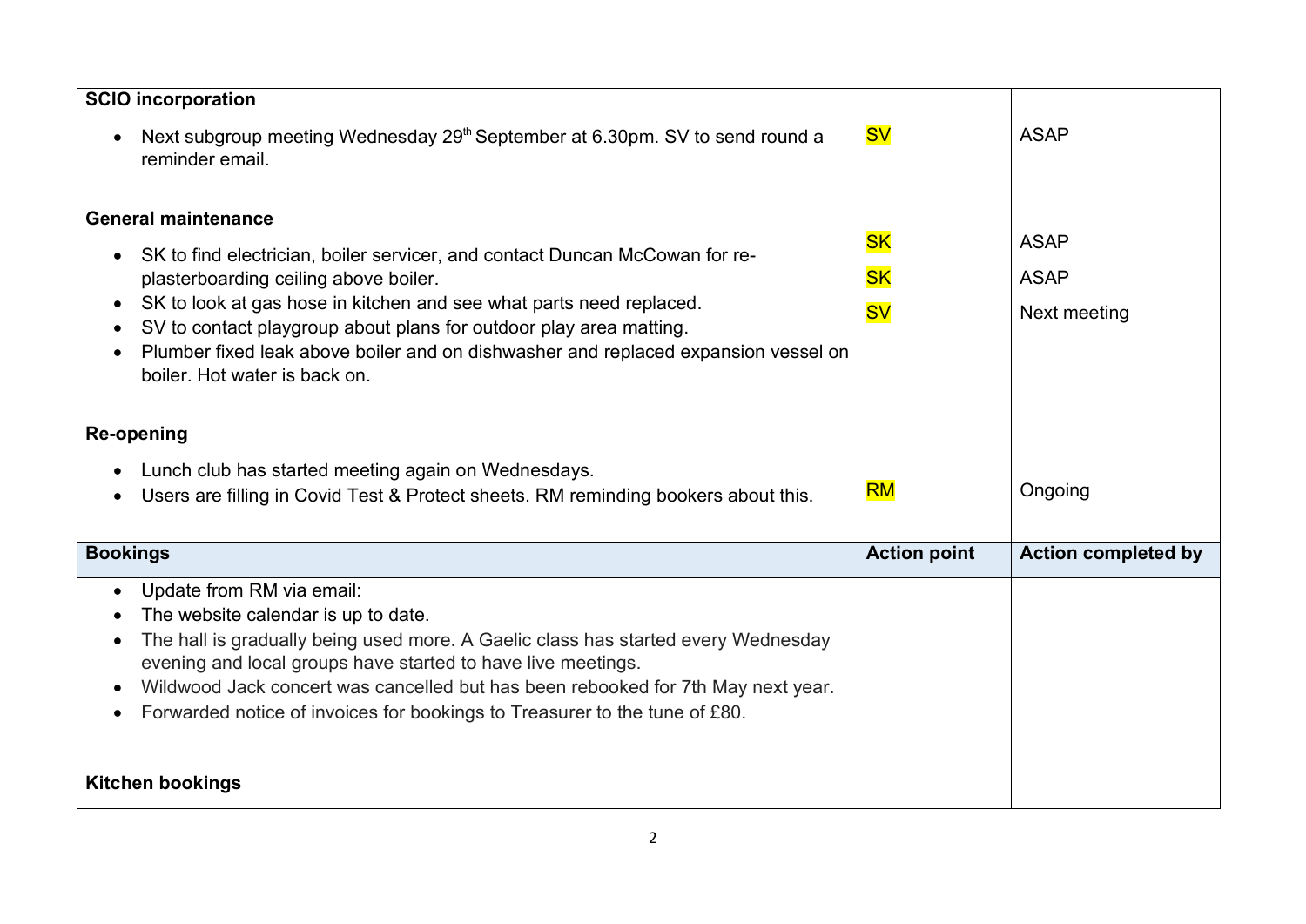| SCIO incorporation | | |
|---|---|---|
| • Next subgroup meeting Wednesday 29th September at 6.30pm. SV to send round a reminder email. | SV | ASAP |
| **General maintenance** | | |
| • SK to find electrician, boiler servicer, and contact Duncan McCowan for re-plasterboarding ceiling above boiler. | SK | ASAP |
| • SK to look at gas hose in kitchen and see what parts need replaced. | SK | ASAP |
| • SV to contact playgroup about plans for outdoor play area matting. | SV | Next meeting |
| • Plumber fixed leak above boiler and on dishwasher and replaced expansion vessel on boiler. Hot water is back on. | | |
| **Re-opening** | | |
| • Lunch club has started meeting again on Wednesdays. | | |
| • Users are filling in Covid Test & Protect sheets. RM reminding bookers about this. | RM | Ongoing |
| **Bookings** | **Action point** | **Action completed by** |
| • Update from RM via email:<br>• The website calendar is up to date.<br>• The hall is gradually being used more. A Gaelic class has started every Wednesday evening and local groups have started to have live meetings.<br>• Wildwood Jack concert was cancelled but has been rebooked for 7th May next year.<br>• Forwarded notice of invoices for bookings to Treasurer to the tune of £80. | | |
| **Kitchen bookings** | | |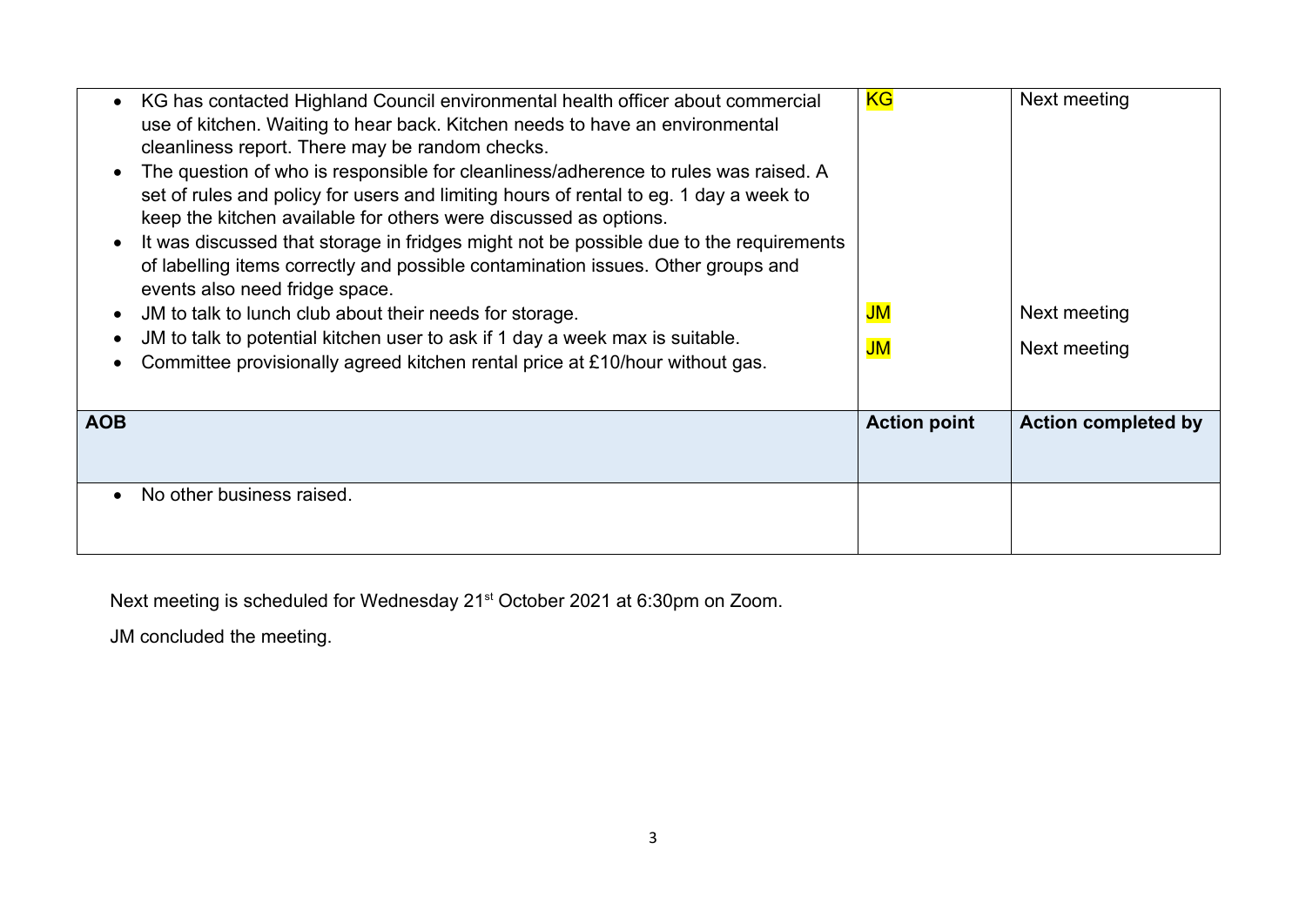| | | |
|---|---|---|
| • KG has contacted Highland Council environmental health officer about commercial use of kitchen. Waiting to hear back. Kitchen needs to have an environmental cleanliness report. There may be random checks.<br>• The question of who is responsible for cleanliness/adherence to rules was raised. A set of rules and policy for users and limiting hours of rental to eg. 1 day a week to keep the kitchen available for others were discussed as options.<br>• It was discussed that storage in fridges might not be possible due to the requirements of labelling items correctly and possible contamination issues. Other groups and events also need fridge space. | KG | Next meeting |
| • JM to talk to lunch club about their needs for storage. | JM | Next meeting |
| • JM to talk to potential kitchen user to ask if 1 day a week max is suitable.<br>• Committee provisionally agreed kitchen rental price at £10/hour without gas. | JM | Next meeting |
| **AOB** | **Action point** | **Action completed by** |
| • No other business raised. | | |

Next meeting is scheduled for Wednesday 21st October 2021 at 6:30pm on Zoom.

JM concluded the meeting.